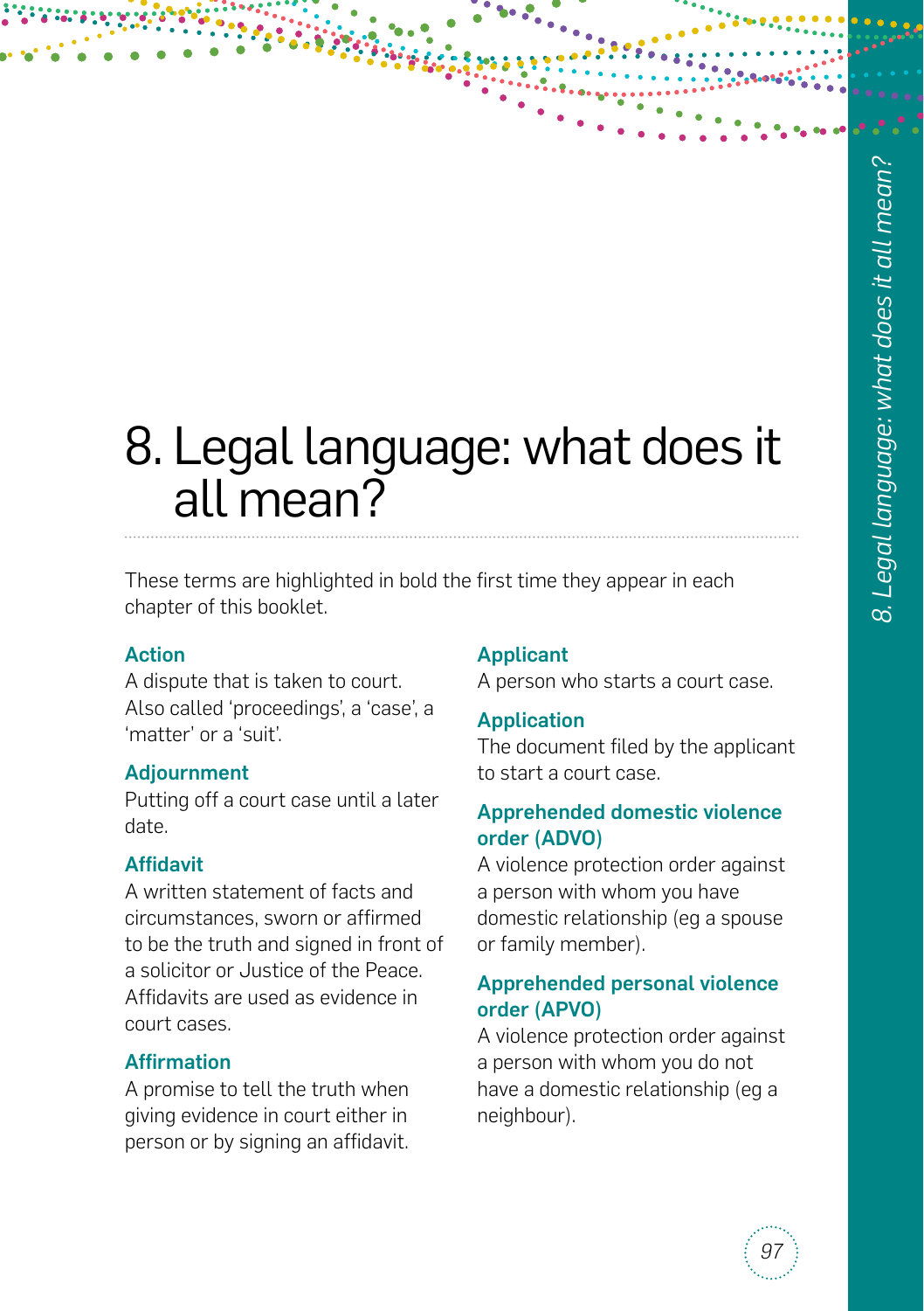# 8. Legal language: what does it all mean?

These terms are highlighted in bold the first time they appear in each chapter of this booklet.

### Action

A dispute that is taken to court. Also called 'proceedings', a 'case', a 'matter' or a 'suit'.

### Adjournment

Putting off a court case until a later date.

### Affidavit

A written statement of facts and circumstances, sworn or affirmed to be the truth and signed in front of a solicitor or Justice of the Peace. Affidavits are used as evidence in court cases.

### Affirmation

A promise to tell the truth when giving evidence in court either in person or by signing an affidavit.

### Applicant

A person who starts a court case.

### Application

The document filed by the applicant to start a court case.

### Apprehended domestic violence order (ADVO)

A violence protection order against a person with whom you have domestic relationship (eg a spouse or family member).

### Apprehended personal violence order (APVO)

A violence protection order against a person with whom you do not have a domestic relationship (eg a neighbour).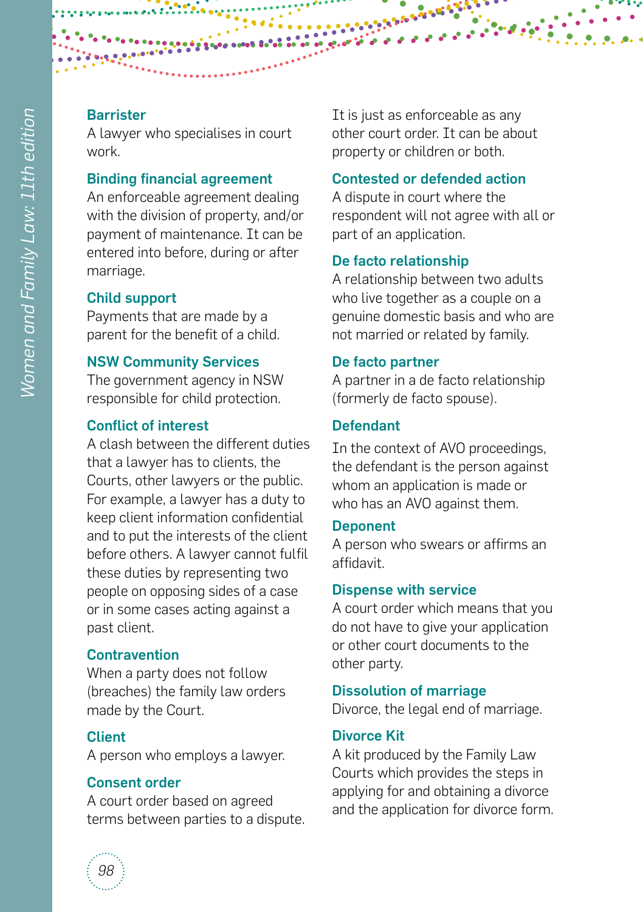### Barrister

A lawyer who specialises in court work.

### Binding financial agreement

An enforceable agreement dealing with the division of property, and/or payment of maintenance. It can be entered into before, during or after marriage.

### Child support

Payments that are made by a parent for the benefit of a child.

### NSW Community Services

The government agency in NSW responsible for child protection.

### Conflict of interest

A clash between the different duties that a lawyer has to clients, the Courts, other lawyers or the public. For example, a lawyer has a duty to keep client information confidential and to put the interests of the client before others. A lawyer cannot fulfil these duties by representing two people on opposing sides of a case or in some cases acting against a past client.

### Contravention

When a party does not follow (breaches) the family law orders made by the Court.

### Client

A person who employs a lawyer.

### Consent order

A court order based on agreed terms between parties to a dispute. It is just as enforceable as any other court order. It can be about property or children or both.

### Contested or defended action

A dispute in court where the respondent will not agree with all or part of an application.

### De facto relationship

A relationship between two adults who live together as a couple on a genuine domestic basis and who are not married or related by family.

### De facto partner

A partner in a de facto relationship (formerly de facto spouse).

### Defendant

In the context of AVO proceedings, the defendant is the person against whom an application is made or who has an AVO against them.

### Deponent

A person who swears or affirms an affidavit.

### Dispense with service

A court order which means that you do not have to give your application or other court documents to the other party.

### Dissolution of marriage

Divorce, the legal end of marriage.

### Divorce Kit

A kit produced by the Family Law Courts which provides the steps in applying for and obtaining a divorce and the application for divorce form.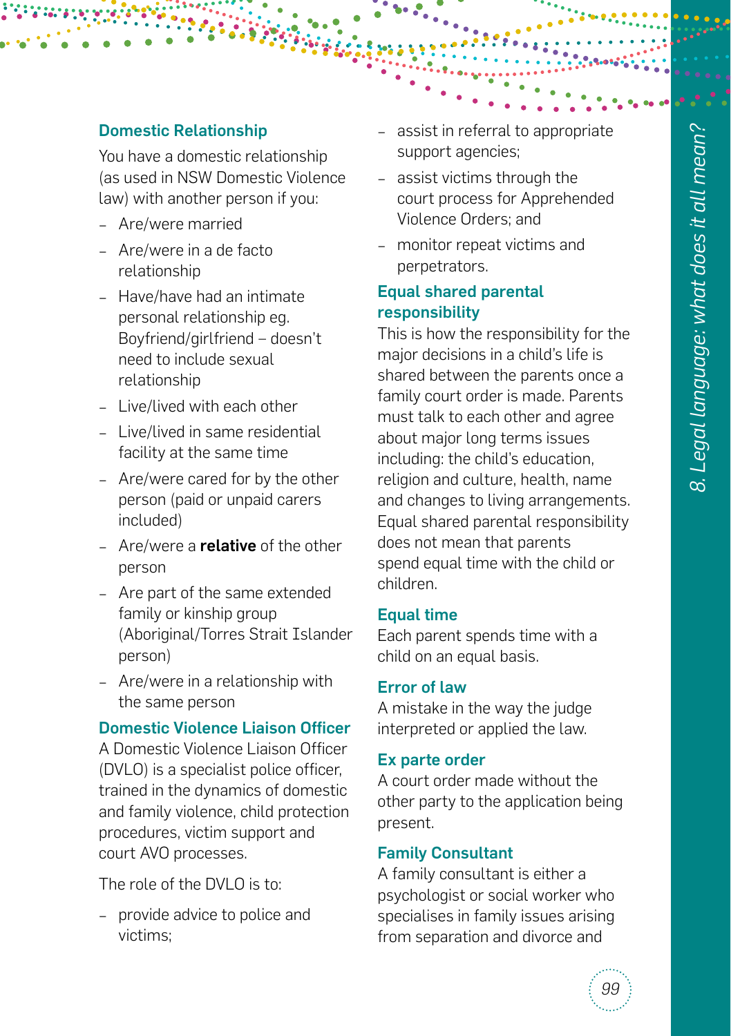## Domestic Relationship

You have a domestic relationship (as used in NSW Domestic Violence law) with another person if you:

- Are/were married
- Are/were in a de facto relationship
- Have/have had an intimate personal relationship eg. Boyfriend/girlfriend – doesn't need to include sexual relationship
- Live/lived with each other
- Live/lived in same residential facility at the same time
- Are/were cared for by the other person (paid or unpaid carers included)
- Are/were a **relative** of the other person
- Are part of the same extended family or kinship group (Aboriginal/Torres Strait Islander person)
- Are/were in a relationship with the same person

## Domestic Violence Liaison Officer

A Domestic Violence Liaison Officer (DVLO) is a specialist police officer, trained in the dynamics of domestic and family violence, child protection procedures, victim support and court AVO processes.

The role of the DVLO is to:

- provide advice to police and victims;
- assist in referral to appropriate support agencies;
- assist victims through the court process for Apprehended Violence Orders; and
- monitor repeat victims and perpetrators.

## Equal shared parental responsibility

This is how the responsibility for the major decisions in a child's life is shared between the parents once a family court order is made. Parents must talk to each other and agree about major long terms issues including: the child's education, religion and culture, health, name and changes to living arrangements. Equal shared parental responsibility does not mean that parents spend equal time with the child or children.

## Equal time

Each parent spends time with a child on an equal basis.

## Error of law

A mistake in the way the judge interpreted or applied the law.

## Ex parte order

A court order made without the other party to the application being present.

## Family Consultant

A family consultant is either a psychologist or social worker who specialises in family issues arising from separation and divorce and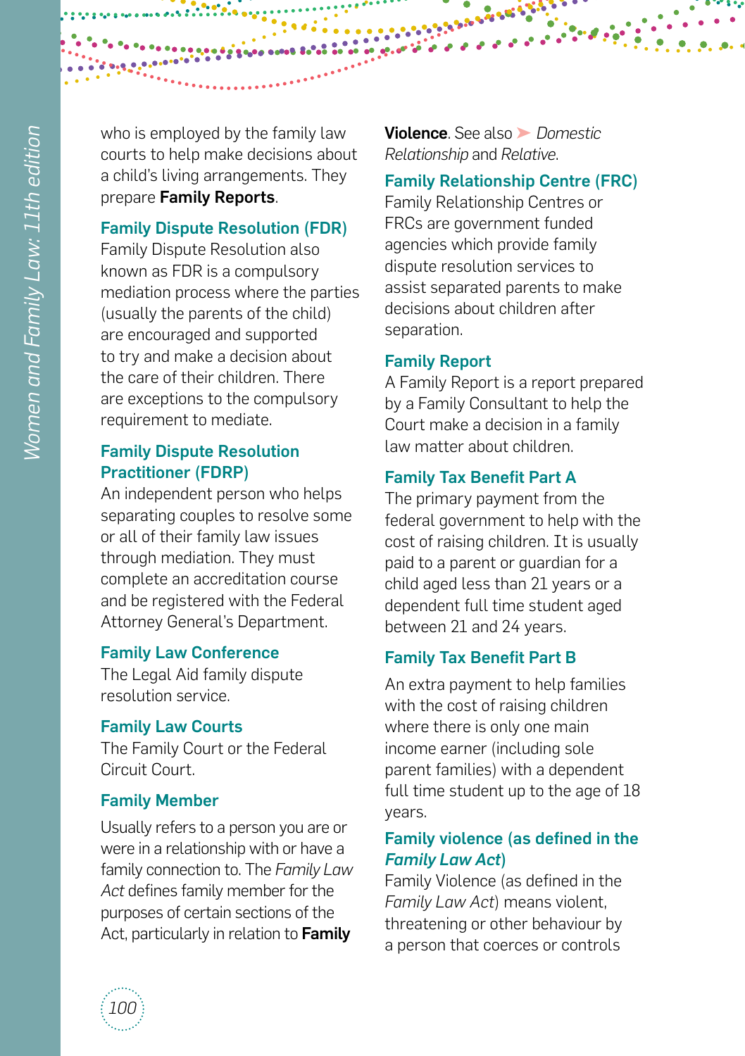who is employed by the family law courts to help make decisions about a child's living arrangements. They prepare **Family Reports**.

### Family Dispute Resolution (FDR)

Family Dispute Resolution also known as FDR is a compulsory mediation process where the parties (usually the parents of the child) are encouraged and supported to try and make a decision about the care of their children. There are exceptions to the compulsory requirement to mediate.

### Family Dispute Resolution Practitioner (FDRP)

An independent person who helps separating couples to resolve some or all of their family law issues through mediation. They must complete an accreditation course and be registered with the Federal Attorney General's Department.

### Family Law Conference

The Legal Aid family dispute resolution service.

### Family Law Courts

The Family Court or the Federal Circuit Court.

### Family Member

Usually refers to a person you are or were in a relationship with or have a family connection to. The *Family Law Act* defines family member for the purposes of certain sections of the Act, particularly in relation to **Family Violence**. See also ➤ *Domestic Relationship* and *Relative*.

### Family Relationship Centre (FRC)

Family Relationship Centres or FRCs are government funded agencies which provide family dispute resolution services to assist separated parents to make decisions about children after separation.

### Family Report

A Family Report is a report prepared by a Family Consultant to help the Court make a decision in a family law matter about children.

### Family Tax Benefit Part A

The primary payment from the federal government to help with the cost of raising children. It is usually paid to a parent or guardian for a child aged less than 21 years or a dependent full time student aged between 21 and 24 years.

### Family Tax Benefit Part B

An extra payment to help families with the cost of raising children where there is only one main income earner (including sole parent families) with a dependent full time student up to the age of 18 years.

### Family violence (as defined in the *Family Law Act*)

Family Violence (as defined in the *Family Law Act*) means violent, threatening or other behaviour by a person that coerces or controls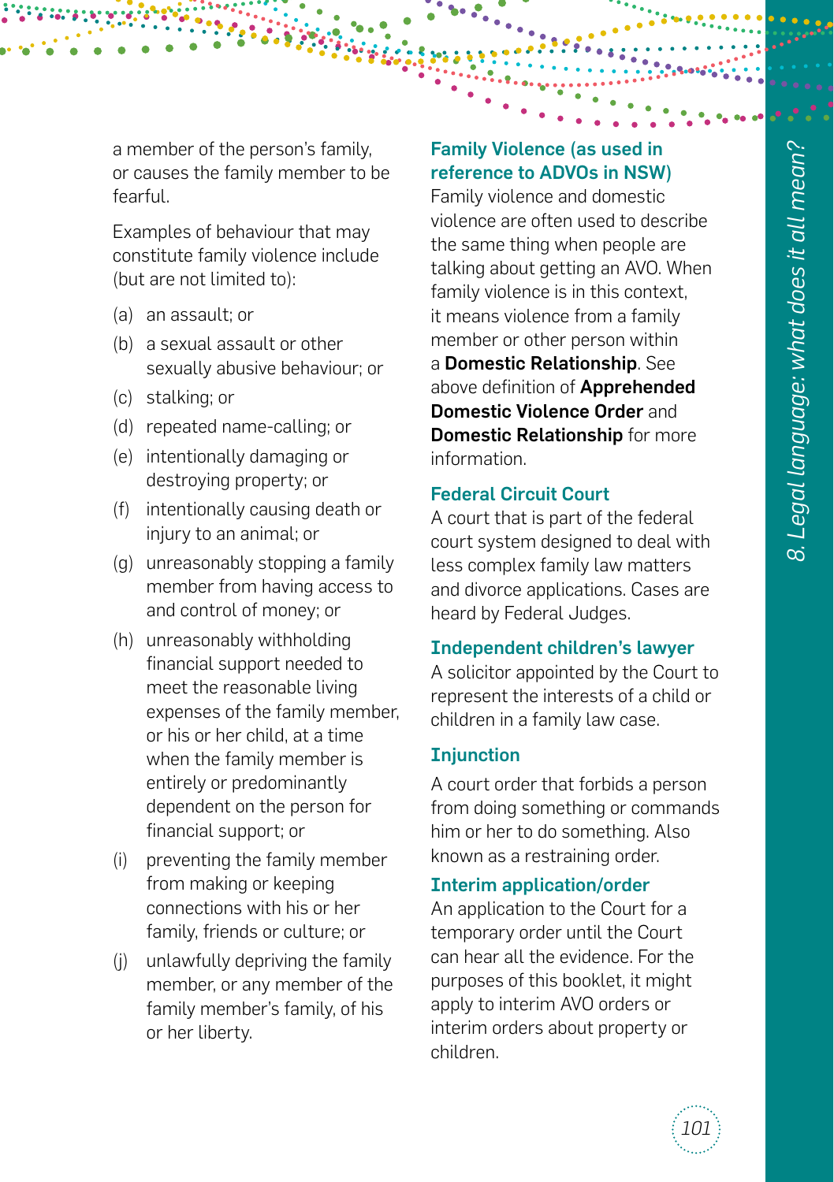a member of the person's family, or causes the family member to be fearful.

Examples of behaviour that may constitute family violence include (but are not limited to):

(a) an assault; or

(b) a sexual assault or other sexually abusive behaviour; or

(c) stalking; or

(d) repeated name-calling; or

(e) intentionally damaging or destroying property; or

(f) intentionally causing death or injury to an animal; or

(g) unreasonably stopping a family member from having access to and control of money; or

(h) unreasonably withholding financial support needed to meet the reasonable living expenses of the family member, or his or her child, at a time when the family member is entirely or predominantly dependent on the person for financial support; or

(i) preventing the family member from making or keeping connections with his or her family, friends or culture; or

(j) unlawfully depriving the family member, or any member of the family member's family, of his or her liberty.

### Family Violence (as used in reference to ADVOs in NSW)

Family violence and domestic violence are often used to describe the same thing when people are talking about getting an AVO. When family violence is in this context, it means violence from a family member or other person within a **Domestic Relationship**. See above definition of **Apprehended Domestic Violence Order** and **Domestic Relationship** for more information.

### Federal Circuit Court

A court that is part of the federal court system designed to deal with less complex family law matters and divorce applications. Cases are heard by Federal Judges.

### Independent children's lawyer

A solicitor appointed by the Court to represent the interests of a child or children in a family law case.

### Injunction

A court order that forbids a person from doing something or commands him or her to do something. Also known as a restraining order.

### Interim application/order

An application to the Court for a temporary order until the Court can hear all the evidence. For the purposes of this booklet, it might apply to interim AVO orders or interim orders about property or children.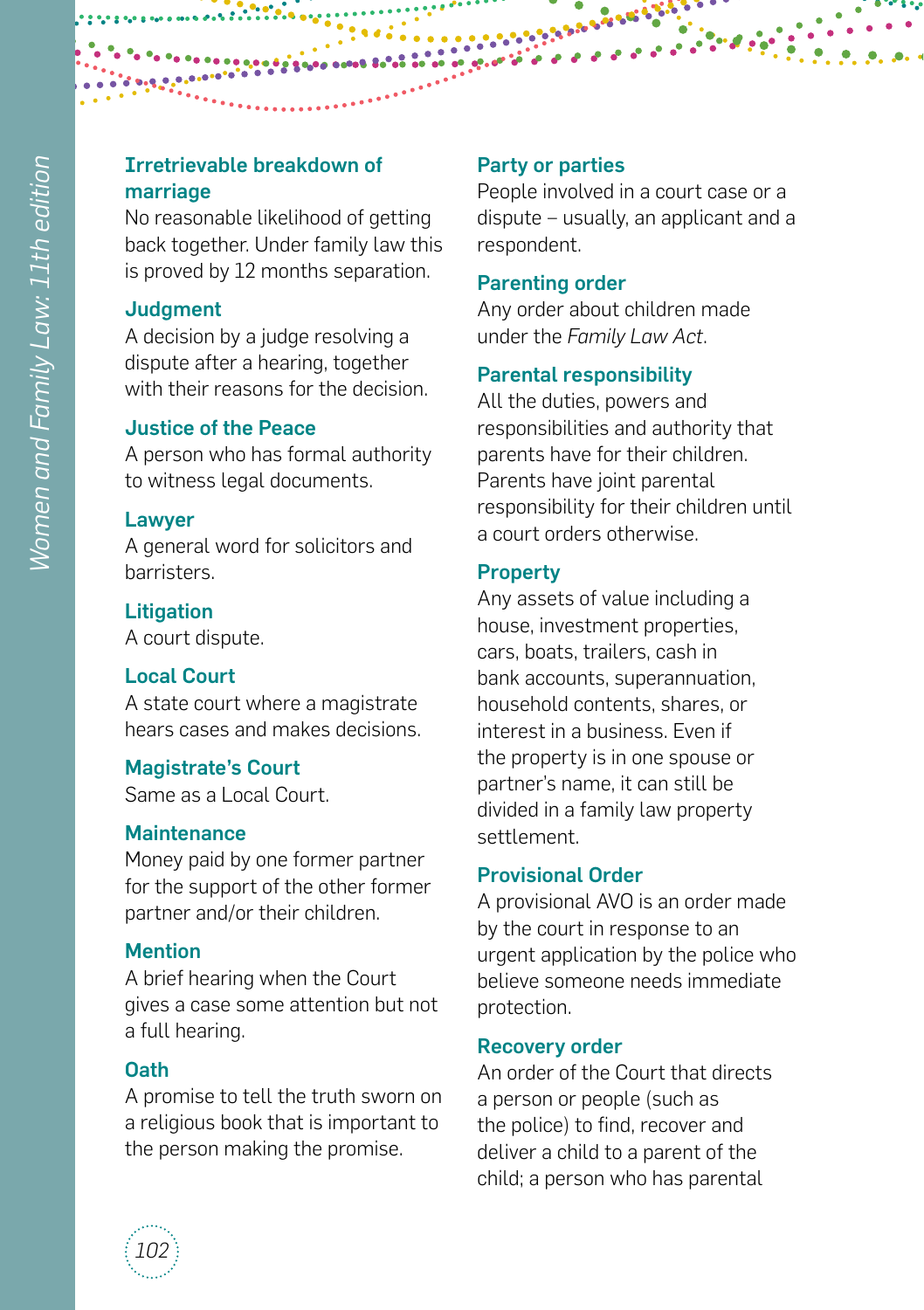### Irretrievable breakdown of marriage
No reasonable likelihood of getting back together. Under family law this is proved by 12 months separation.

### Judgment
A decision by a judge resolving a dispute after a hearing, together with their reasons for the decision.

### Justice of the Peace
A person who has formal authority to witness legal documents.

### Lawyer
A general word for solicitors and barristers.

### Litigation
A court dispute.

### Local Court
A state court where a magistrate hears cases and makes decisions.

### Magistrate's Court
Same as a Local Court.

### Maintenance
Money paid by one former partner for the support of the other former partner and/or their children.

### Mention
A brief hearing when the Court gives a case some attention but not a full hearing.

### Oath
A promise to tell the truth sworn on a religious book that is important to the person making the promise.

### Party or parties
People involved in a court case or a dispute – usually, an applicant and a respondent.

### Parenting order
Any order about children made under the *Family Law Act*.

### Parental responsibility
All the duties, powers and responsibilities and authority that parents have for their children. Parents have joint parental responsibility for their children until a court orders otherwise.

### Property
Any assets of value including a house, investment properties, cars, boats, trailers, cash in bank accounts, superannuation, household contents, shares, or interest in a business. Even if the property is in one spouse or partner's name, it can still be divided in a family law property settlement.

### Provisional Order
A provisional AVO is an order made by the court in response to an urgent application by the police who believe someone needs immediate protection.

### Recovery order
An order of the Court that directs a person or people (such as the police) to find, recover and deliver a child to a parent of the child; a person who has parental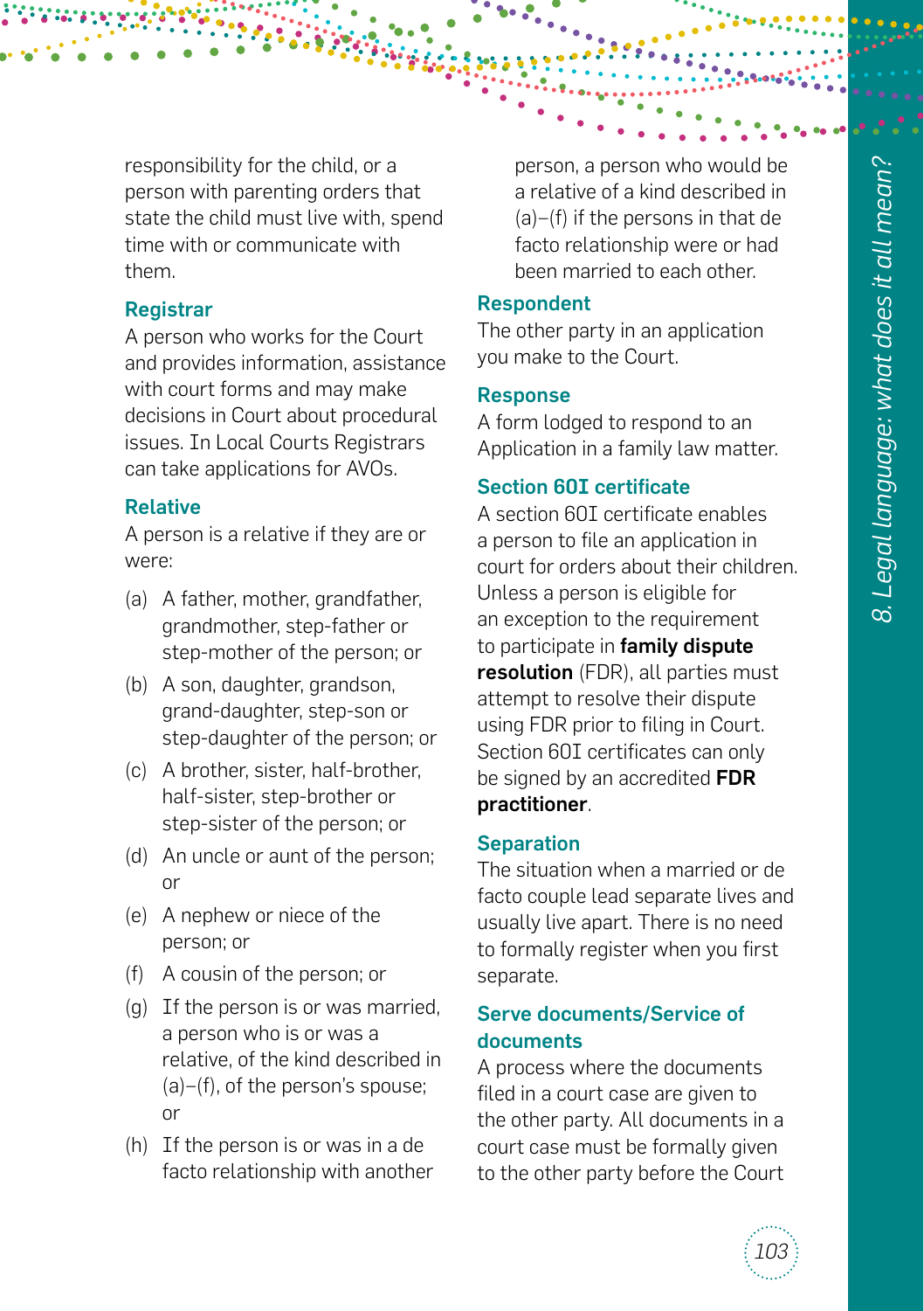responsibility for the child, or a person with parenting orders that state the child must live with, spend time with or communicate with them.

### Registrar

A person who works for the Court and provides information, assistance with court forms and may make decisions in Court about procedural issues. In Local Courts Registrars can take applications for AVOs.

### Relative

A person is a relative if they are or were:

(a) A father, mother, grandfather, grandmother, step-father or step-mother of the person; or

(b) A son, daughter, grandson, grand-daughter, step-son or step-daughter of the person; or

(c) A brother, sister, half-brother, half-sister, step-brother or step-sister of the person; or

(d) An uncle or aunt of the person; or

(e) A nephew or niece of the person; or

(f) A cousin of the person; or

(g) If the person is or was married, a person who is or was a relative, of the kind described in (a)–(f), of the person's spouse; or

(h) If the person is or was in a de facto relationship with another person, a person who would be a relative of a kind described in (a)–(f) if the persons in that de facto relationship were or had been married to each other.

### Respondent

The other party in an application you make to the Court.

### Response

A form lodged to respond to an Application in a family law matter.

### Section 60I certificate

A section 60I certificate enables a person to file an application in court for orders about their children. Unless a person is eligible for an exception to the requirement to participate in **family dispute resolution** (FDR), all parties must attempt to resolve their dispute using FDR prior to filing in Court. Section 60I certificates can only be signed by an accredited **FDR practitioner**.

### Separation

The situation when a married or de facto couple lead separate lives and usually live apart. There is no need to formally register when you first separate.

### Serve documents/Service of documents

A process where the documents filed in a court case are given to the other party. All documents in a court case must be formally given to the other party before the Court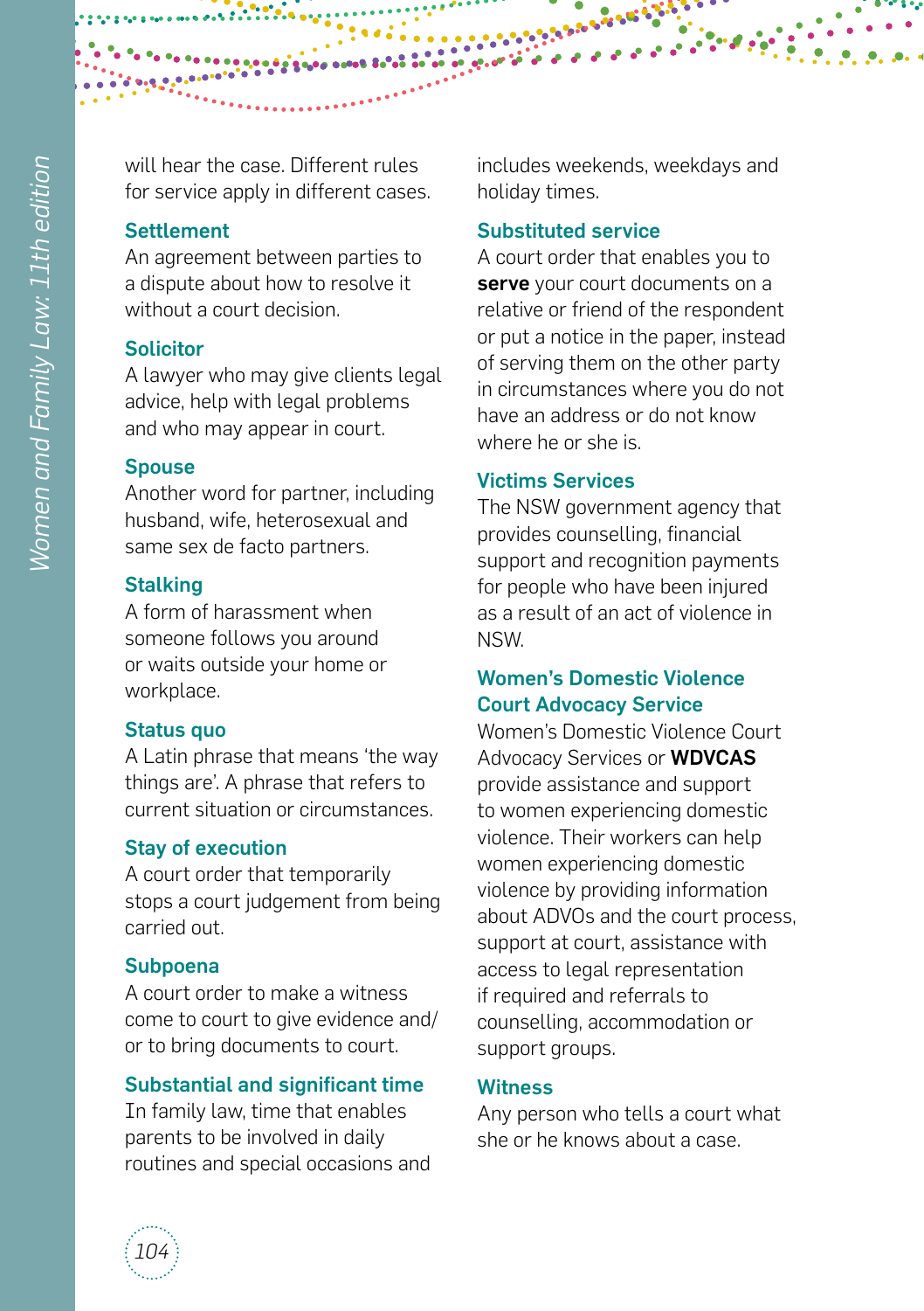will hear the case. Different rules for service apply in different cases.

### Settlement

An agreement between parties to a dispute about how to resolve it without a court decision.

### Solicitor

A lawyer who may give clients legal advice, help with legal problems and who may appear in court.

### Spouse

Another word for partner, including husband, wife, heterosexual and same sex de facto partners.

### Stalking

A form of harassment when someone follows you around or waits outside your home or workplace.

### Status quo

A Latin phrase that means 'the way things are'. A phrase that refers to current situation or circumstances.

### Stay of execution

A court order that temporarily stops a court judgement from being carried out.

### Subpoena

A court order to make a witness come to court to give evidence and/or to bring documents to court.

### Substantial and significant time

In family law, time that enables parents to be involved in daily routines and special occasions and includes weekends, weekdays and holiday times.

### Substituted service

A court order that enables you to **serve** your court documents on a relative or friend of the respondent or put a notice in the paper, instead of serving them on the other party in circumstances where you do not have an address or do not know where he or she is.

### Victims Services

The NSW government agency that provides counselling, financial support and recognition payments for people who have been injured as a result of an act of violence in NSW.

### Women's Domestic Violence Court Advocacy Service

Women's Domestic Violence Court Advocacy Services or **WDVCAS** provide assistance and support to women experiencing domestic violence. Their workers can help women experiencing domestic violence by providing information about ADVOs and the court process, support at court, assistance with access to legal representation if required and referrals to counselling, accommodation or support groups.

### Witness

Any person who tells a court what she or he knows about a case.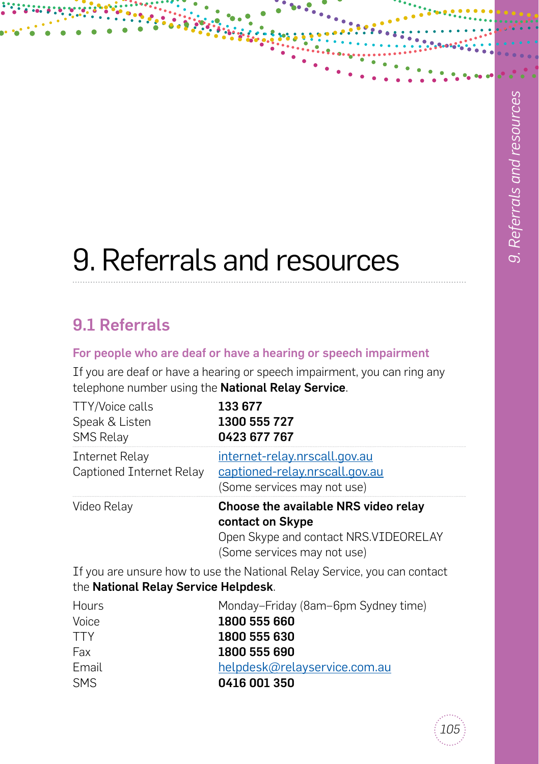# 9. Referrals and resources

## 9.1 Referrals

### For people who are deaf or have a hearing or speech impairment

If you are deaf or have a hearing or speech impairment, you can ring any telephone number using the **National Relay Service**.

| | |
|---|---|
| TTY/Voice calls | **133 677** |
| Speak & Listen | **1300 555 727** |
| SMS Relay | **0423 677 767** |
| Internet Relay | internet-relay.nrscall.gov.au |
| Captioned Internet Relay | captioned-relay.nrscall.gov.au (Some services may not use) |
| Video Relay | **Choose the available NRS video relay contact on Skype** Open Skype and contact NRS.VIDEORELAY (Some services may not use) |

If you are unsure how to use the National Relay Service, you can contact the **National Relay Service Helpdesk**.

| | |
|---|---|
| Hours | Monday–Friday (8am–6pm Sydney time) |
| Voice | **1800 555 660** |
| TTY | **1800 555 630** |
| Fax | **1800 555 690** |
| Email | helpdesk@relayservice.com.au |
| SMS | **0416 001 350** |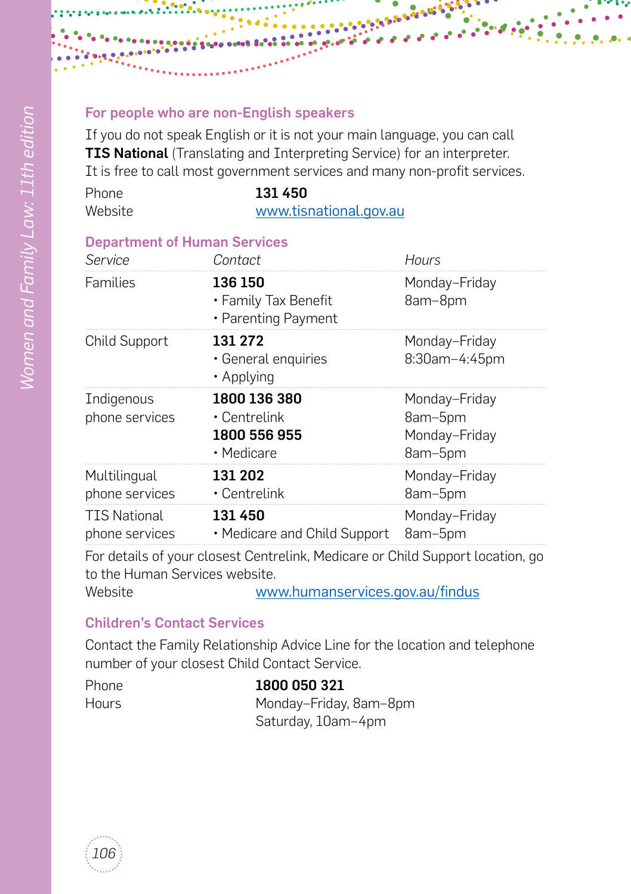### For people who are non-English speakers

If you do not speak English or it is not your main language, you can call **TIS National** (Translating and Interpreting Service) for an interpreter. It is free to call most government services and many non-profit services.

| | |
|---|---|
| Phone | **131 450** |
| Website | www.tisnational.gov.au |

### Department of Human Services

| *Service* | *Contact* | *Hours* |
|---|---|---|
| Families | **136 150**<br>• Family Tax Benefit<br>• Parenting Payment | Monday–Friday<br>8am–8pm |
| Child Support | **131 272**<br>• General enquiries<br>• Applying | Monday–Friday<br>8:30am–4:45pm |
| Indigenous phone services | **1800 136 380**<br>• Centrelink<br>**1800 556 955**<br>• Medicare | Monday–Friday<br>8am–5pm<br>Monday–Friday<br>8am–5pm |
| Multilingual phone services | **131 202**<br>• Centrelink | Monday–Friday<br>8am–5pm |
| TIS National phone services | **131 450**<br>• Medicare and Child Support | Monday–Friday<br>8am–5pm |

For details of your closest Centrelink, Medicare or Child Support location, go to the Human Services website.

| | |
|---|---|
| Website | www.humanservices.gov.au/findus |

### Children's Contact Services

Contact the Family Relationship Advice Line for the location and telephone number of your closest Child Contact Service.

| | |
|---|---|
| Phone | **1800 050 321** |
| Hours | Monday–Friday, 8am–8pm<br>Saturday, 10am–4pm |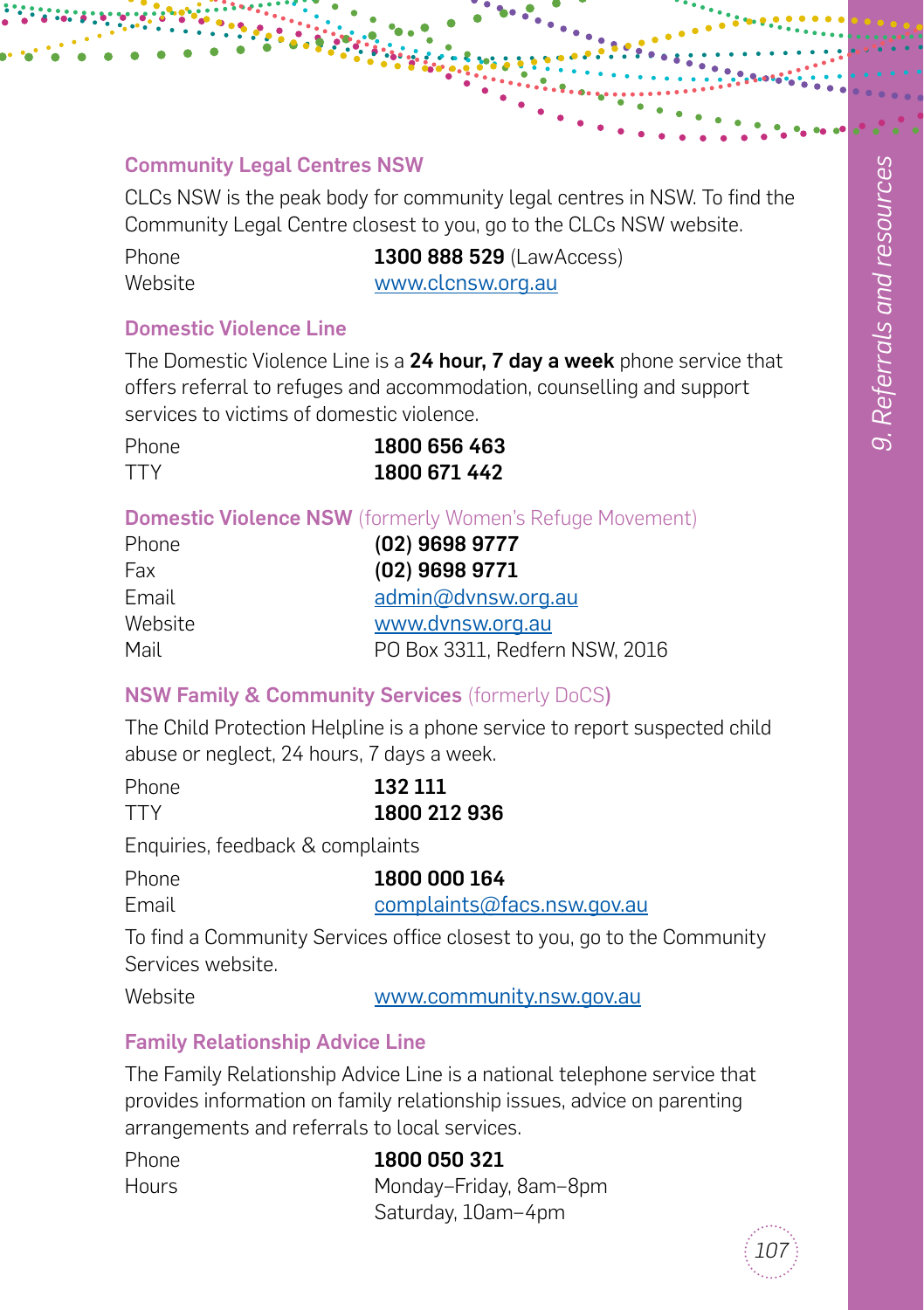### Community Legal Centres NSW

CLCs NSW is the peak body for community legal centres in NSW. To find the Community Legal Centre closest to you, go to the CLCs NSW website.

| | |
|---|---|
| Phone | **1300 888 529** (LawAccess) |
| Website | www.clcnsw.org.au |

### Domestic Violence Line

The Domestic Violence Line is a **24 hour, 7 day a week** phone service that offers referral to refuges and accommodation, counselling and support services to victims of domestic violence.

| | |
|---|---|
| Phone | **1800 656 463** |
| TTY | **1800 671 442** |

### Domestic Violence NSW (formerly Women's Refuge Movement)

| | |
|---|---|
| Phone | **(02) 9698 9777** |
| Fax | **(02) 9698 9771** |
| Email | admin@dvnsw.org.au |
| Website | www.dvnsw.org.au |
| Mail | PO Box 3311, Redfern NSW, 2016 |

### NSW Family & Community Services (formerly DoCS)

The Child Protection Helpline is a phone service to report suspected child abuse or neglect, 24 hours, 7 days a week.

| | |
|---|---|
| Phone | **132 111** |
| TTY | **1800 212 936** |

Enquiries, feedback & complaints

| | |
|---|---|
| Phone | **1800 000 164** |
| Email | complaints@facs.nsw.gov.au |

To find a Community Services office closest to you, go to the Community Services website.

| | |
|---|---|
| Website | www.community.nsw.gov.au |

### Family Relationship Advice Line

The Family Relationship Advice Line is a national telephone service that provides information on family relationship issues, advice on parenting arrangements and referrals to local services.

| | |
|---|---|
| Phone | **1800 050 321** |
| Hours | Monday–Friday, 8am–8pm<br>Saturday, 10am–4pm |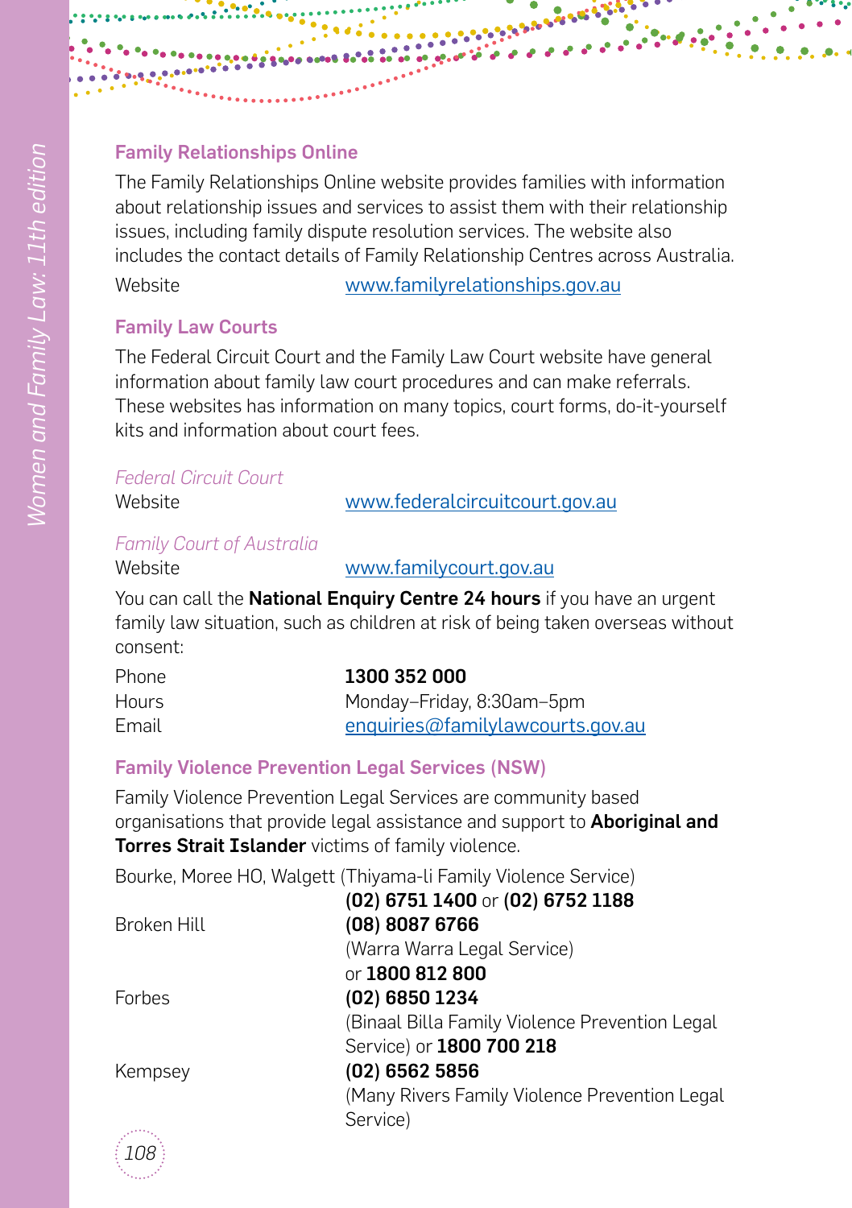### Family Relationships Online

The Family Relationships Online website provides families with information about relationship issues and services to assist them with their relationship issues, including family dispute resolution services. The website also includes the contact details of Family Relationship Centres across Australia.

Website www.familyrelationships.gov.au

### Family Law Courts

The Federal Circuit Court and the Family Law Court website have general information about family law court procedures and can make referrals. These websites has information on many topics, court forms, do-it-yourself kits and information about court fees.

*Federal Circuit Court*
Website www.federalcircuitcourt.gov.au

*Family Court of Australia*
Website www.familycourt.gov.au

You can call the **National Enquiry Centre 24 hours** if you have an urgent family law situation, such as children at risk of being taken overseas without consent:

| | |
|---|---|
| Phone | **1300 352 000** |
| Hours | Monday–Friday, 8:30am–5pm |
| Email | enquiries@familylawcourts.gov.au |

### Family Violence Prevention Legal Services (NSW)

Family Violence Prevention Legal Services are community based organisations that provide legal assistance and support to **Aboriginal and Torres Strait Islander** victims of family violence.

Bourke, Moree HO, Walgett (Thiyama-li Family Violence Service)
**(02) 6751 1400** or **(02) 6752 1188**

| | |
|---|---|
| Broken Hill | **(08) 8087 6766** (Warra Warra Legal Service) or **1800 812 800** |
| Forbes | **(02) 6850 1234** (Binaal Billa Family Violence Prevention Legal Service) or **1800 700 218** |
| Kempsey | **(02) 6562 5856** (Many Rivers Family Violence Prevention Legal Service) |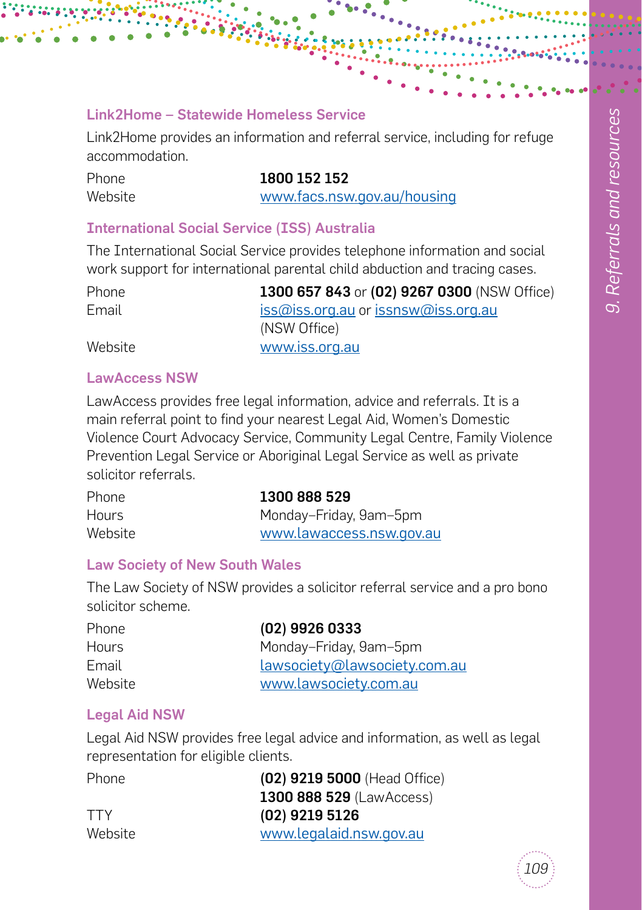### Link2Home – Statewide Homeless Service

Link2Home provides an information and referral service, including for refuge accommodation.

| | |
|---|---|
| Phone | **1800 152 152** |
| Website | www.facs.nsw.gov.au/housing |

### International Social Service (ISS) Australia

The International Social Service provides telephone information and social work support for international parental child abduction and tracing cases.

| | |
|---|---|
| Phone | **1300 657 843** or **(02) 9267 0300** (NSW Office) |
| Email | iss@iss.org.au or issnsw@iss.org.au (NSW Office) |
| Website | www.iss.org.au |

### LawAccess NSW

LawAccess provides free legal information, advice and referrals. It is a main referral point to find your nearest Legal Aid, Women's Domestic Violence Court Advocacy Service, Community Legal Centre, Family Violence Prevention Legal Service or Aboriginal Legal Service as well as private solicitor referrals.

| | |
|---|---|
| Phone | **1300 888 529** |
| Hours | Monday–Friday, 9am–5pm |
| Website | www.lawaccess.nsw.gov.au |

### Law Society of New South Wales

The Law Society of NSW provides a solicitor referral service and a pro bono solicitor scheme.

| | |
|---|---|
| Phone | **(02) 9926 0333** |
| Hours | Monday–Friday, 9am–5pm |
| Email | lawsociety@lawsociety.com.au |
| Website | www.lawsociety.com.au |

### Legal Aid NSW

Legal Aid NSW provides free legal advice and information, as well as legal representation for eligible clients.

| | |
|---|---|
| Phone | **(02) 9219 5000** (Head Office)<br>**1300 888 529** (LawAccess) |
| TTY | **(02) 9219 5126** |
| Website | www.legalaid.nsw.gov.au |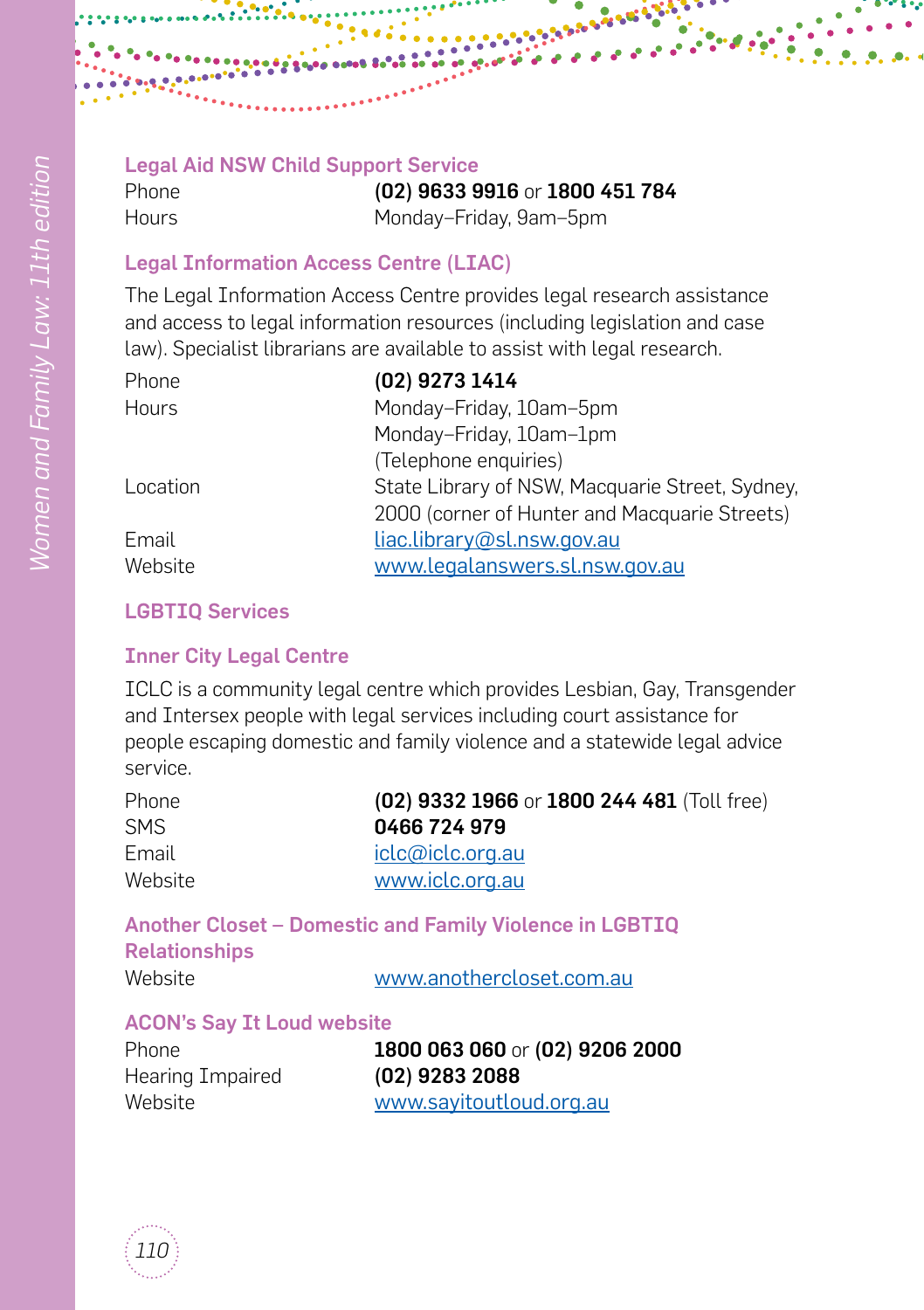### Legal Aid NSW Child Support Service

Phone **(02) 9633 9916** or **1800 451 784**
Hours Monday–Friday, 9am–5pm

### Legal Information Access Centre (LIAC)

The Legal Information Access Centre provides legal research assistance and access to legal information resources (including legislation and case law). Specialist librarians are available to assist with legal research.

| | |
|---|---|
| Phone | **(02) 9273 1414** |
| Hours | Monday–Friday, 10am–5pm<br>Monday–Friday, 10am–1pm<br>(Telephone enquiries) |
| Location | State Library of NSW, Macquarie Street, Sydney, 2000 (corner of Hunter and Macquarie Streets) |
| Email | liac.library@sl.nsw.gov.au |
| Website | www.legalanswers.sl.nsw.gov.au |

## LGBTIQ Services

### Inner City Legal Centre

ICLC is a community legal centre which provides Lesbian, Gay, Transgender and Intersex people with legal services including court assistance for people escaping domestic and family violence and a statewide legal advice service.

| | |
|---|---|
| Phone | **(02) 9332 1966** or **1800 244 481** (Toll free) |
| SMS | **0466 724 979** |
| Email | iclc@iclc.org.au |
| Website | www.iclc.org.au |

### Another Closet – Domestic and Family Violence in LGBTIQ Relationships

Website www.anothercloset.com.au

### ACON's Say It Loud website

| | |
|---|---|
| Phone | **1800 063 060** or **(02) 9206 2000** |
| Hearing Impaired | **(02) 9283 2088** |
| Website | www.sayitoutloud.org.au |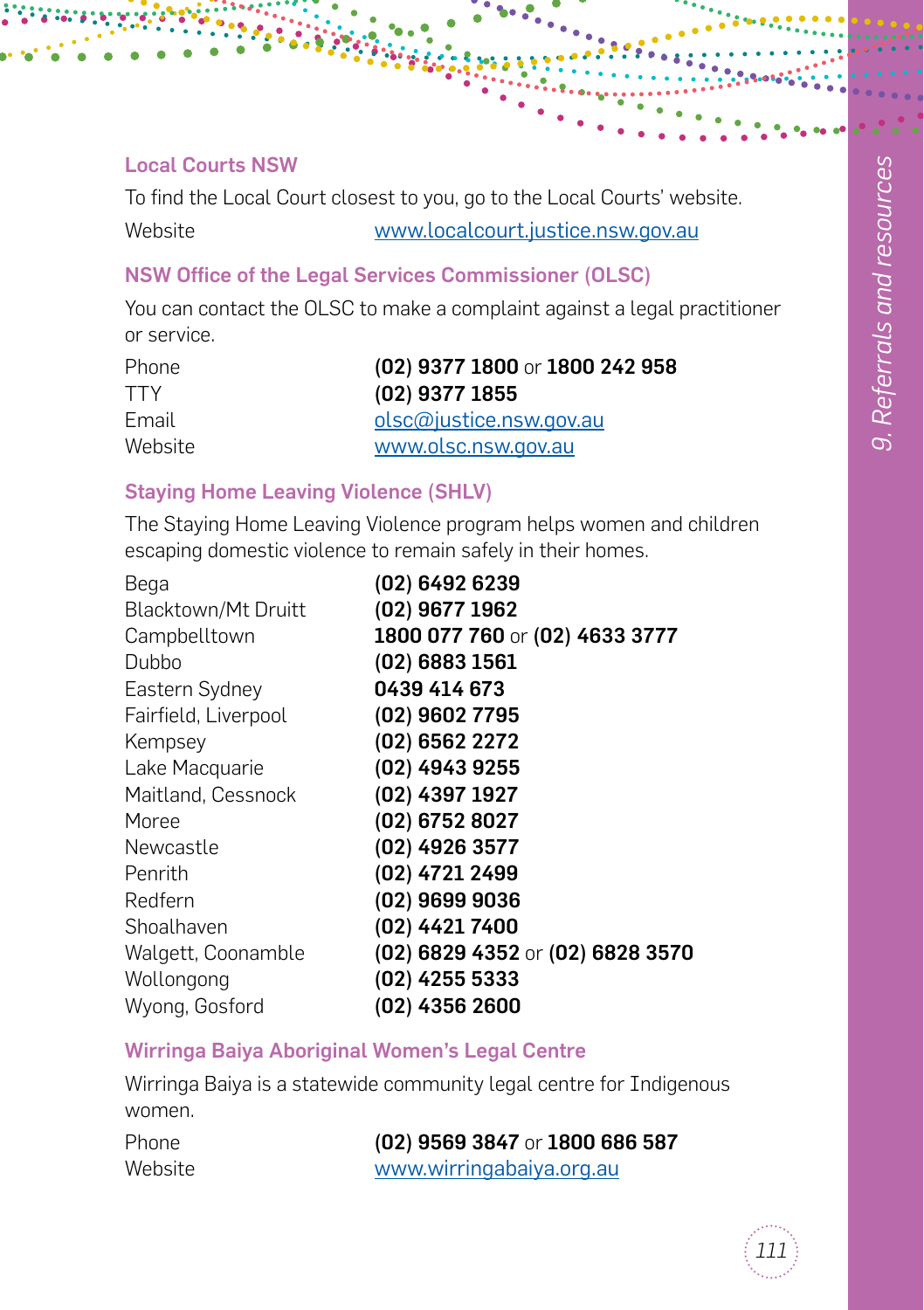### Local Courts NSW

To find the Local Court closest to you, go to the Local Courts' website.

| | |
|---|---|
| Website | www.localcourt.justice.nsw.gov.au |

### NSW Office of the Legal Services Commissioner (OLSC)

You can contact the OLSC to make a complaint against a legal practitioner or service.

| | |
|---|---|
| Phone | **(02) 9377 1800** or **1800 242 958** |
| TTY | **(02) 9377 1855** |
| Email | olsc@justice.nsw.gov.au |
| Website | www.olsc.nsw.gov.au |

### Staying Home Leaving Violence (SHLV)

The Staying Home Leaving Violence program helps women and children escaping domestic violence to remain safely in their homes.

| | |
|---|---|
| Bega | **(02) 6492 6239** |
| Blacktown/Mt Druitt | **(02) 9677 1962** |
| Campbelltown | **1800 077 760** or **(02) 4633 3777** |
| Dubbo | **(02) 6883 1561** |
| Eastern Sydney | **0439 414 673** |
| Fairfield, Liverpool | **(02) 9602 7795** |
| Kempsey | **(02) 6562 2272** |
| Lake Macquarie | **(02) 4943 9255** |
| Maitland, Cessnock | **(02) 4397 1927** |
| Moree | **(02) 6752 8027** |
| Newcastle | **(02) 4926 3577** |
| Penrith | **(02) 4721 2499** |
| Redfern | **(02) 9699 9036** |
| Shoalhaven | **(02) 4421 7400** |
| Walgett, Coonamble | **(02) 6829 4352** or **(02) 6828 3570** |
| Wollongong | **(02) 4255 5333** |
| Wyong, Gosford | **(02) 4356 2600** |

### Wirringa Baiya Aboriginal Women's Legal Centre

Wirringa Baiya is a statewide community legal centre for Indigenous women.

| | |
|---|---|
| Phone | **(02) 9569 3847** or **1800 686 587** |
| Website | www.wirringabaiya.org.au |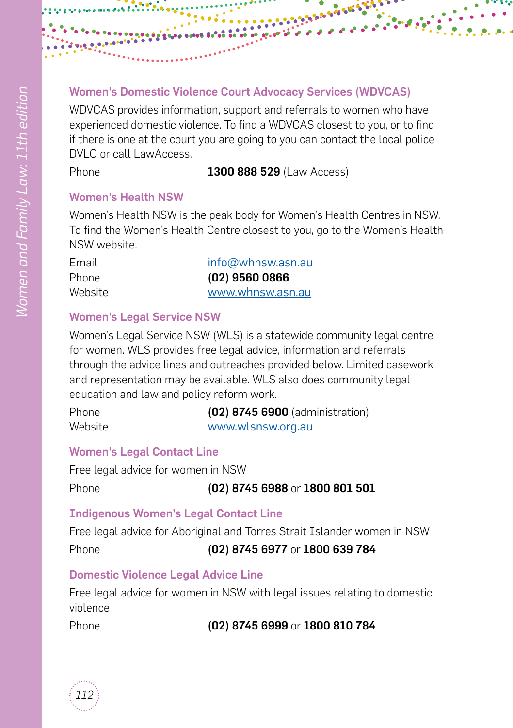### Women's Domestic Violence Court Advocacy Services (WDVCAS)

WDVCAS provides information, support and referrals to women who have experienced domestic violence. To find a WDVCAS closest to you, or to find if there is one at the court you are going to you can contact the local police DVLO or call LawAccess.

| | |
|---|---|
| Phone | **1300 888 529** (Law Access) |

### Women's Health NSW

Women's Health NSW is the peak body for Women's Health Centres in NSW. To find the Women's Health Centre closest to you, go to the Women's Health NSW website.

| | |
|---|---|
| Email | info@whnsw.asn.au |
| Phone | **(02) 9560 0866** |
| Website | www.whnsw.asn.au |

### Women's Legal Service NSW

Women's Legal Service NSW (WLS) is a statewide community legal centre for women. WLS provides free legal advice, information and referrals through the advice lines and outreaches provided below. Limited casework and representation may be available. WLS also does community legal education and law and policy reform work.

| | |
|---|---|
| Phone | **(02) 8745 6900** (administration) |
| Website | www.wlsnsw.org.au |

### Women's Legal Contact Line

Free legal advice for women in NSW

| | |
|---|---|
| Phone | **(02) 8745 6988** or **1800 801 501** |

### Indigenous Women's Legal Contact Line

Free legal advice for Aboriginal and Torres Strait Islander women in NSW

| | |
|---|---|
| Phone | **(02) 8745 6977** or **1800 639 784** |

### Domestic Violence Legal Advice Line

Free legal advice for women in NSW with legal issues relating to domestic violence

| | |
|---|---|
| Phone | **(02) 8745 6999** or **1800 810 784** |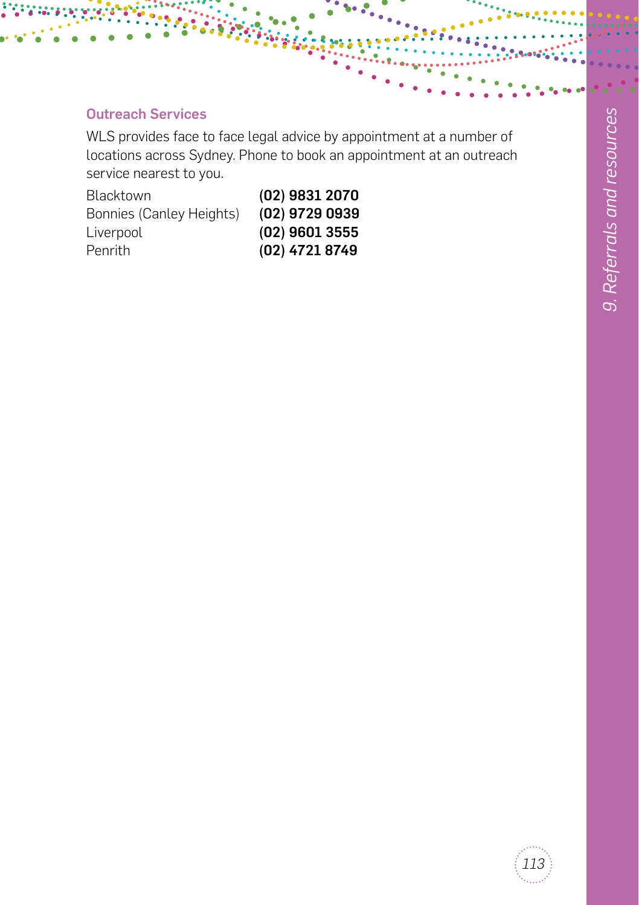### Outreach Services

WLS provides face to face legal advice by appointment at a number of locations across Sydney. Phone to book an appointment at an outreach service nearest to you.

| | |
|---|---|
| Blacktown | **(02) 9831 2070** |
| Bonnies (Canley Heights) | **(02) 9729 0939** |
| Liverpool | **(02) 9601 3555** |
| Penrith | **(02) 4721 8749** |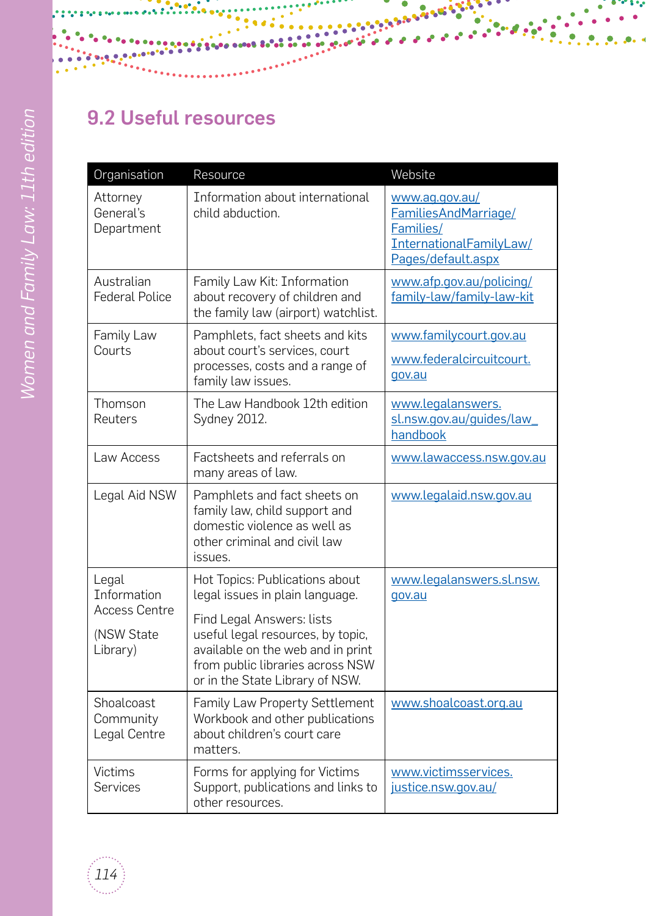## 9.2 Useful resources

| Organisation | Resource | Website |
| --- | --- | --- |
| Attorney General's Department | Information about international child abduction. | www.ag.gov.au/FamiliesAndMarriage/Families/InternationalFamilyLaw/Pages/default.aspx |
| Australian Federal Police | Family Law Kit: Information about recovery of children and the family law (airport) watchlist. | www.afp.gov.au/policing/family-law/family-law-kit |
| Family Law Courts | Pamphlets, fact sheets and kits about court's services, court processes, costs and a range of family law issues. | www.familycourt.gov.au<br>www.federalcircuitcourt.gov.au |
| Thomson Reuters | The Law Handbook 12th edition Sydney 2012. | www.legalanswers.sl.nsw.gov.au/guides/law_handbook |
| Law Access | Factsheets and referrals on many areas of law. | www.lawaccess.nsw.gov.au |
| Legal Aid NSW | Pamphlets and fact sheets on family law, child support and domestic violence as well as other criminal and civil law issues. | www.legalaid.nsw.gov.au |
| Legal Information Access Centre<br>(NSW State Library) | Hot Topics: Publications about legal issues in plain language.<br>Find Legal Answers: lists useful legal resources, by topic, available on the web and in print from public libraries across NSW or in the State Library of NSW. | www.legalanswers.sl.nsw.gov.au |
| Shoalcoast Community Legal Centre | Family Law Property Settlement Workbook and other publications about children's court care matters. | www.shoalcoast.org.au |
| Victims Services | Forms for applying for Victims Support, publications and links to other resources. | www.victimsservices.justice.nsw.gov.au/ |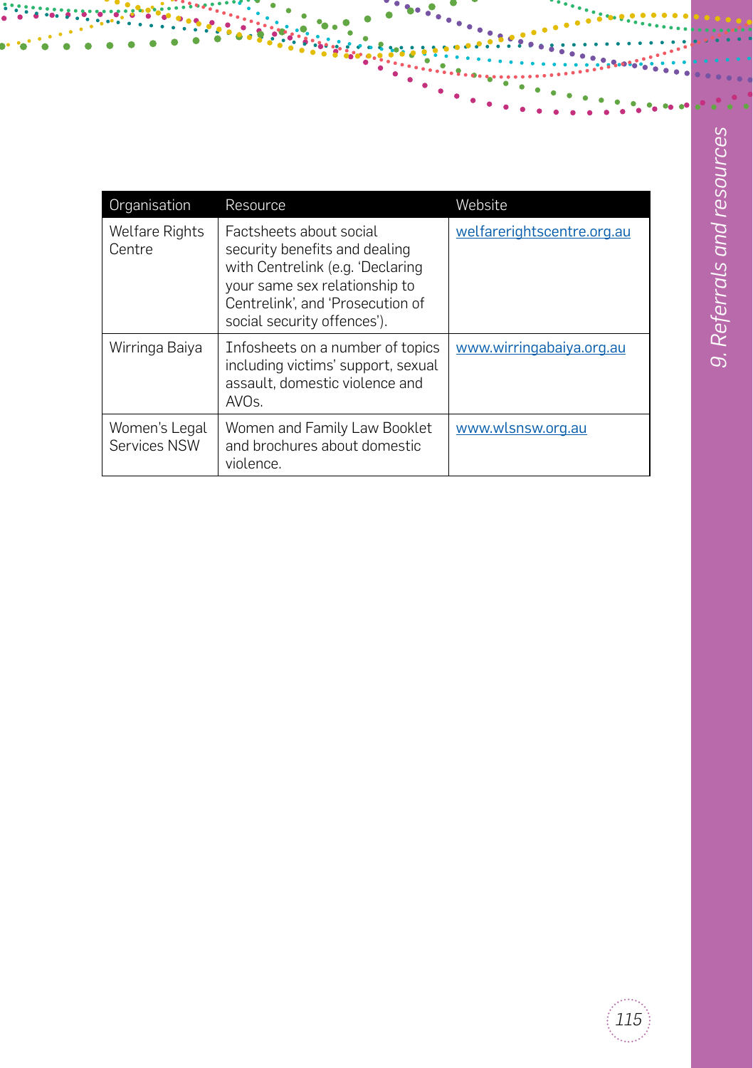| Organisation | Resource | Website |
|---|---|---|
| Welfare Rights Centre | Factsheets about social security benefits and dealing with Centrelink (e.g. 'Declaring your same sex relationship to Centrelink', and 'Prosecution of social security offences'). | welfarerightscentre.org.au |
| Wirringa Baiya | Infosheets on a number of topics including victims' support, sexual assault, domestic violence and AVOs. | www.wirringabaiya.org.au |
| Women's Legal Services NSW | Women and Family Law Booklet and brochures about domestic violence. | www.wlsnsw.org.au |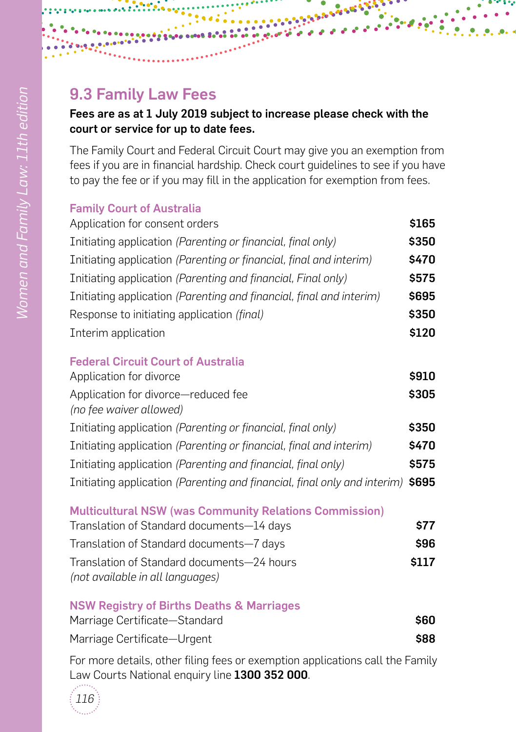## 9.3 Family Law Fees

**Fees are as at 1 July 2019 subject to increase please check with the court or service for up to date fees.**

The Family Court and Federal Circuit Court may give you an exemption from fees if you are in financial hardship. Check court guidelines to see if you have to pay the fee or if you may fill in the application for exemption from fees.

### Family Court of Australia

| | |
|---|---|
| Application for consent orders | **$165** |
| Initiating application *(Parenting or financial, final only)* | **$350** |
| Initiating application *(Parenting or financial, final and interim)* | **$470** |
| Initiating application *(Parenting and financial, Final only)* | **$575** |
| Initiating application *(Parenting and financial, final and interim)* | **$695** |
| Response to initiating application *(final)* | **$350** |
| Interim application | **$120** |

### Federal Circuit Court of Australia

| | |
|---|---|
| Application for divorce | **$910** |
| Application for divorce—reduced fee *(no fee waiver allowed)* | **$305** |
| Initiating application *(Parenting or financial, final only)* | **$350** |
| Initiating application *(Parenting or financial, final and interim)* | **$470** |
| Initiating application *(Parenting and financial, final only)* | **$575** |
| Initiating application *(Parenting and financial, final only and interim)* | **$695** |

### Multicultural NSW (was Community Relations Commission)

| | |
|---|---|
| Translation of Standard documents—14 days | **$77** |
| Translation of Standard documents—7 days | **$96** |
| Translation of Standard documents—24 hours *(not available in all languages)* | **$117** |

### NSW Registry of Births Deaths & Marriages

| | |
|---|---|
| Marriage Certificate—Standard | **$60** |
| Marriage Certificate—Urgent | **$88** |

For more details, other filing fees or exemption applications call the Family Law Courts National enquiry line **1300 352 000**.